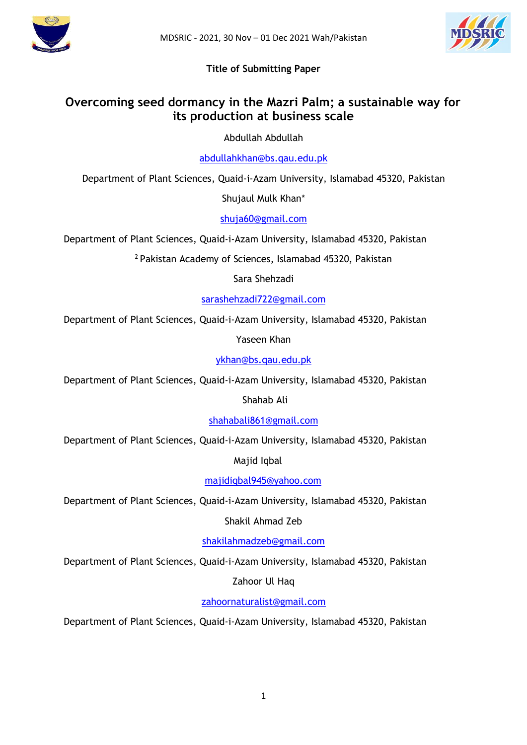Title of Submitting Paper

# Overcoming seed dormancy in the Mazri Palm; a sustainable way for its production at business scale

Abdullah Abdullah

abdullahkhan@bs.qau.edu.pk

Department of Plant Sciences, Quaid-i-Azam University, Islamabad 45320, Pakistan

Shujaul Mulk Khan*

shuja60@gmail.com

Department of Plant Sciences, Quaid-i-Azam University, Islamabad 45320, Pakistan

[2] Pakistan Academy of Sciences, Islamabad 45320, Pakistan

Sara Shehzadi

sarashehzadi722@gmail.com

Department of Plant Sciences, Quaid-i-Azam University, Islamabad 45320, Pakistan

Yaseen Khan

ykhan@bs.qau.edu.pk

Department of Plant Sciences, Quaid-i-Azam University, Islamabad 45320, Pakistan

Shahab Ali

shahabali861@gmail.com

Department of Plant Sciences, Quaid-i-Azam University, Islamabad 45320, Pakistan

Majid Iqbal

majidiqbal945@yahoo.com

Department of Plant Sciences, Quaid-i-Azam University, Islamabad 45320, Pakistan

Shakil Ahmad Zeb

shakilahmadzeb@gmail.com

Department of Plant Sciences, Quaid-i-Azam University, Islamabad 45320, Pakistan

Zahoor Ul Haq

zahoornaturalist@gmail.com

Department of Plant Sciences, Quaid-i-Azam University, Islamabad 45320, Pakistan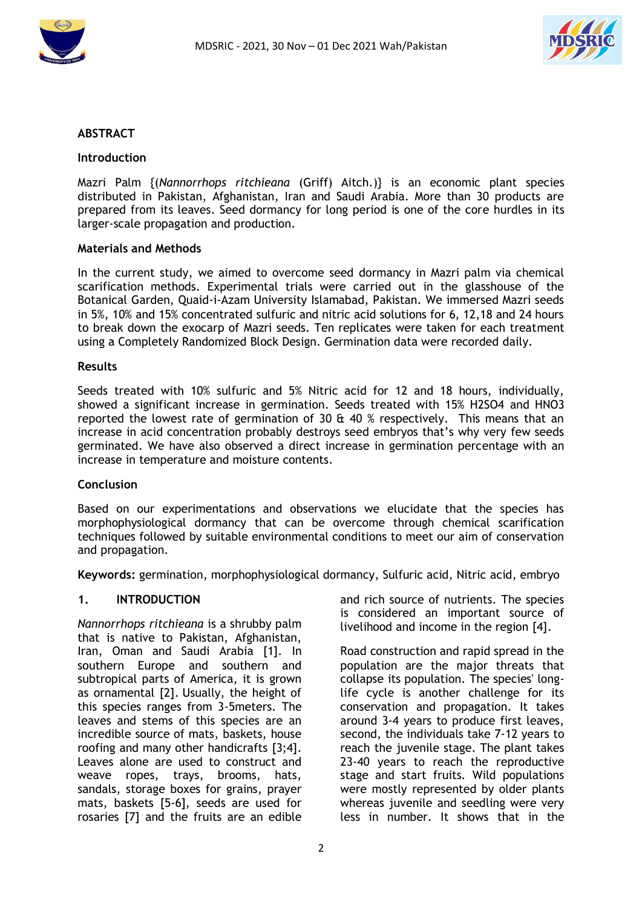## ABSTRACT

### Introduction

Mazri Palm {(*Nannorrhops ritchieana* (Griff) Aitch.)} is an economic plant species distributed in Pakistan, Afghanistan, Iran and Saudi Arabia. More than 30 products are prepared from its leaves. Seed dormancy for long period is one of the core hurdles in its larger-scale propagation and production.

### Materials and Methods

In the current study, we aimed to overcome seed dormancy in Mazri palm via chemical scarification methods. Experimental trials were carried out in the glasshouse of the Botanical Garden, Quaid-i-Azam University Islamabad, Pakistan. We immersed Mazri seeds in 5%, 10% and 15% concentrated sulfuric and nitric acid solutions for 6, 12,18 and 24 hours to break down the exocarp of Mazri seeds. Ten replicates were taken for each treatment using a Completely Randomized Block Design. Germination data were recorded daily.

### Results

Seeds treated with 10% sulfuric and 5% Nitric acid for 12 and 18 hours, individually, showed a significant increase in germination. Seeds treated with 15% $H_2SO_4$ and $HNO_3$ reported the lowest rate of germination of 30 & 40 % respectively. This means that an increase in acid concentration probably destroys seed embryos that's why very few seeds germinated. We have also observed a direct increase in germination percentage with an increase in temperature and moisture contents.

### Conclusion

Based on our experimentations and observations we elucidate that the species has morphophysiological dormancy that can be overcome through chemical scarification techniques followed by suitable environmental conditions to meet our aim of conservation and propagation.

**Keywords:** germination, morphophysiological dormancy, Sulfuric acid, Nitric acid, embryo

## 1. INTRODUCTION

*Nannorrhops ritchieana* is a shrubby palm that is native to Pakistan, Afghanistan, Iran, Oman and Saudi Arabia [1]. In southern Europe and southern and subtropical parts of America, it is grown as ornamental [2]. Usually, the height of this species ranges from 3-5meters. The leaves and stems of this species are an incredible source of mats, baskets, house roofing and many other handicrafts [3;4]. Leaves alone are used to construct and weave ropes, trays, brooms, hats, sandals, storage boxes for grains, prayer mats, baskets [5-6], seeds are used for rosaries [7] and the fruits are an edible and rich source of nutrients. The species is considered an important source of livelihood and income in the region [4].

Road construction and rapid spread in the population are the major threats that collapse its population. The species' long-life cycle is another challenge for its conservation and propagation. It takes around 3-4 years to produce first leaves, second, the individuals take 7-12 years to reach the juvenile stage. The plant takes 23-40 years to reach the reproductive stage and start fruits. Wild populations were mostly represented by older plants whereas juvenile and seedling were very less in number. It shows that in the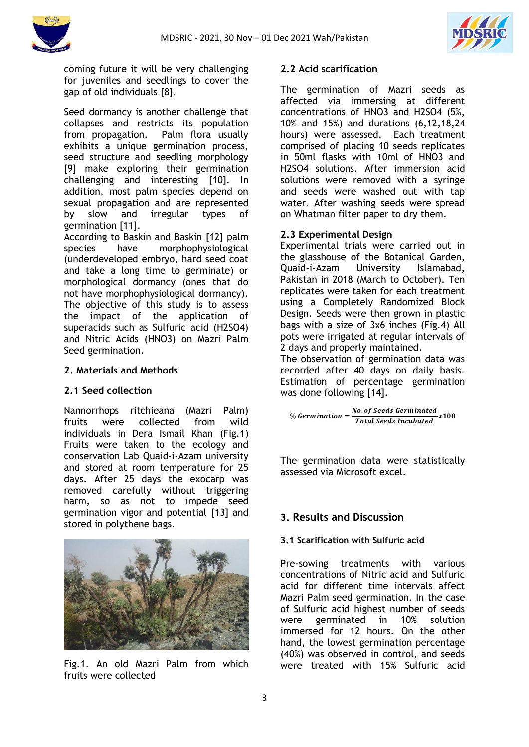coming future it will be very challenging for juveniles and seedlings to cover the gap of old individuals [8].

Seed dormancy is another challenge that collapses and restricts its population from propagation. Palm flora usually exhibits a unique germination process, seed structure and seedling morphology [9] make exploring their germination challenging and interesting [10]. In addition, most palm species depend on sexual propagation and are represented by slow and irregular types of germination [11].

According to Baskin and Baskin [12] palm species have morphophysiological (underdeveloped embryo, hard seed coat and take a long time to germinate) or morphological dormancy (ones that do not have morphophysiological dormancy). The objective of this study is to assess the impact of the application of superacids such as Sulfuric acid ($H_2SO_4$) and Nitric Acids ($HNO_3$) on Mazri Palm Seed germination.

## 2. Materials and Methods

### 2.1 Seed collection

Nannorrhops ritchieana (Mazri Palm) fruits were collected from wild individuals in Dera Ismail Khan (Fig.1) Fruits were taken to the ecology and conservation Lab Quaid-i-Azam university and stored at room temperature for 25 days. After 25 days the exocarp was removed carefully without triggering harm, so as not to impede seed germination vigor and potential [13] and stored in polythene bags.

Fig.1. An old Mazri Palm from which fruits were collected

### 2.2 Acid scarification

The germination of Mazri seeds as affected via immersing at different concentrations of $HNO_3$ and $H_2SO_4$ (5%, 10% and 15%) and durations (6,12,18,24 hours) were assessed. Each treatment comprised of placing 10 seeds replicates in 50ml flasks with 10ml of $HNO_3$ and $H_2SO_4$ solutions. After immersion acid solutions were removed with a syringe and seeds were washed out with tap water. After washing seeds were spread on Whatman filter paper to dry them.

### 2.3 Experimental Design

Experimental trials were carried out in the glasshouse of the Botanical Garden, Quaid-i-Azam University Islamabad, Pakistan in 2018 (March to October). Ten replicates were taken for each treatment using a Completely Randomized Block Design. Seeds were then grown in plastic bags with a size of 3x6 inches (Fig.4) All pots were irrigated at regular intervals of 2 days and properly maintained.

The observation of germination data was recorded after 40 days on daily basis. Estimation of percentage germination was done following [14].

$$\%\ Germination = \frac{No.\ of\ Seeds\ Germinated}{Total\ Seeds\ Incubated} x100$$

The germination data were statistically assessed via Microsoft excel.

## 3. Results and Discussion

### 3.1 Scarification with Sulfuric acid

Pre-sowing treatments with various concentrations of Nitric acid and Sulfuric acid for different time intervals affect Mazri Palm seed germination. In the case of Sulfuric acid highest number of seeds were germinated in 10% solution immersed for 12 hours. On the other hand, the lowest germination percentage (40%) was observed in control, and seeds were treated with 15% Sulfuric acid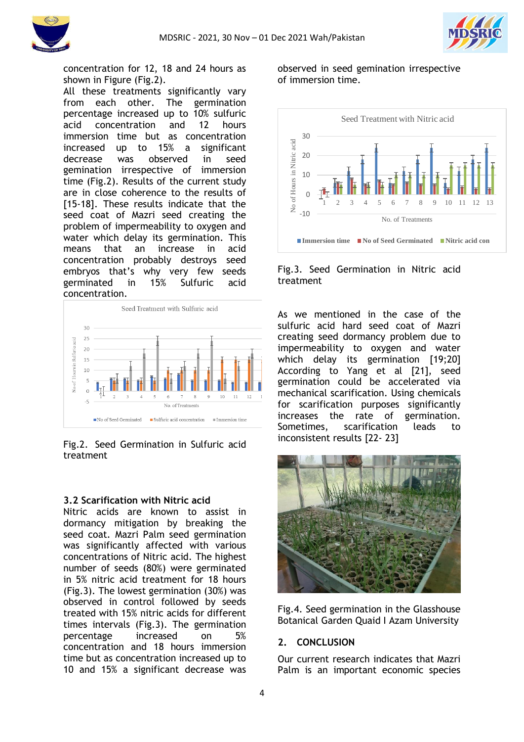concentration for 12, 18 and 24 hours as shown in Figure (Fig.2).

All these treatments significantly vary from each other. The germination percentage increased up to 10% sulfuric acid concentration and 12 hours immersion time but as concentration increased up to 15% a significant decrease was observed in seed gemination irrespective of immersion time (Fig.2). Results of the current study are in close coherence to the results of [15-18]. These results indicate that the seed coat of Mazri seed creating the problem of impermeability to oxygen and water which delay its germination. This means that an increase in acid concentration probably destroys seed embryos that's why very few seeds germinated in 15% Sulfuric acid concentration.

Fig.2. Seed Germination in Sulfuric acid treatment

### 3.2 Scarification with Nitric acid

Nitric acids are known to assist in dormancy mitigation by breaking the seed coat. Mazri Palm seed germination was significantly affected with various concentrations of Nitric acid. The highest number of seeds (80%) were germinated in 5% nitric acid treatment for 18 hours (Fig.3). The lowest germination (30%) was observed in control followed by seeds treated with 15% nitric acids for different times intervals (Fig.3). The germination percentage increased on 5% concentration and 18 hours immersion time but as concentration increased up to 10 and 15% a significant decrease was observed in seed gemination irrespective of immersion time.

Fig.3. Seed Germination in Nitric acid treatment

As we mentioned in the case of the sulfuric acid hard seed coat of Mazri creating seed dormancy problem due to impermeability to oxygen and water which delay its germination [19;20] According to Yang et al [21], seed germination could be accelerated via mechanical scarification. Using chemicals for scarification purposes significantly increases the rate of germination. Sometimes, scarification leads to inconsistent results [22- 23]

Fig.4. Seed germination in the Glasshouse Botanical Garden Quaid I Azam University

## 2. CONCLUSION

Our current research indicates that Mazri Palm is an important economic species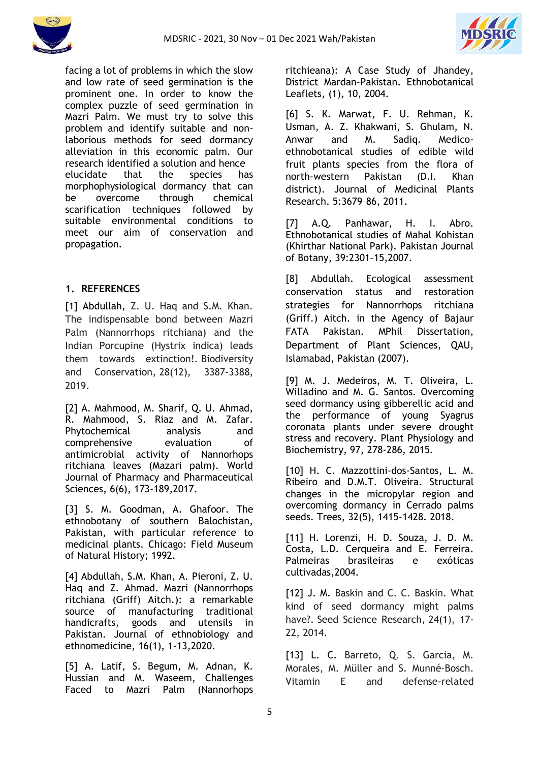facing a lot of problems in which the slow and low rate of seed germination is the prominent one. In order to know the complex puzzle of seed germination in Mazri Palm. We must try to solve this problem and identify suitable and non-laborious methods for seed dormancy alleviation in this economic palm. Our research identified a solution and hence elucidate that the species has morphophysiological dormancy that can be overcome through chemical scarification techniques followed by suitable environmental conditions to meet our aim of conservation and propagation.

## 1. REFERENCES

[1] Abdullah, Z. U. Haq and S.M. Khan. The indispensable bond between Mazri Palm (Nannorrhops ritchiana) and the Indian Porcupine (Hystrix indica) leads them towards extinction!. Biodiversity and Conservation, 28(12), 3387-3388, 2019.

[2] A. Mahmood, M. Sharif, Q. U. Ahmad, R. Mahmood, S. Riaz and M. Zafar. Phytochemical analysis and comprehensive evaluation of antimicrobial activity of Nannorhops ritchiana leaves (Mazari palm). World Journal of Pharmacy and Pharmaceutical Sciences, 6(6), 173-189,2017.

[3] S. M. Goodman, A. Ghafoor. The ethnobotany of southern Balochistan, Pakistan, with particular reference to medicinal plants. Chicago: Field Museum of Natural History; 1992.

[4] Abdullah, S.M. Khan, A. Pieroni, Z. U. Haq and Z. Ahmad. Mazri (Nannorrhops ritchiana (Griff) Aitch.): a remarkable source of manufacturing traditional handicrafts, goods and utensils in Pakistan. Journal of ethnobiology and ethnomedicine, 16(1), 1-13,2020.

[5] A. Latif, S. Begum, M. Adnan, K. Hussian and M. Waseem, Challenges Faced to Mazri Palm (Nannorhops ritchieana): A Case Study of Jhandey, District Mardan-Pakistan. Ethnobotanical Leaflets, (1), 10, 2004.

[6] S. K. Marwat, F. U. Rehman, K. Usman, A. Z. Khakwani, S. Ghulam, N. Anwar and M. Sadiq. Medico-ethnobotanical studies of edible wild fruit plants species from the flora of north-western Pakistan (D.I. Khan district). Journal of Medicinal Plants Research. 5:3679–86, 2011.

[7] A.Q. Panhawar, H. I. Abro. Ethnobotanical studies of Mahal Kohistan (Khirthar National Park). Pakistan Journal of Botany, 39:2301–15,2007.

[8] Abdullah. Ecological assessment conservation status and restoration strategies for Nannorrhops ritchiana (Griff.) Aitch. in the Agency of Bajaur FATA Pakistan. MPhil Dissertation, Department of Plant Sciences, QAU, Islamabad, Pakistan (2007).

[9] M. J. Medeiros, M. T. Oliveira, L. Willadino and M. G. Santos. Overcoming seed dormancy using gibberellic acid and the performance of young Syagrus coronata plants under severe drought stress and recovery. Plant Physiology and Biochemistry, 97, 278-286, 2015.

[10] H. C. Mazzottini-dos-Santos, L. M. Ribeiro and D.M.T. Oliveira. Structural changes in the micropylar region and overcoming dormancy in Cerrado palms seeds. Trees, 32(5), 1415-1428. 2018.

[11] H. Lorenzi, H. D. Souza, J. D. M. Costa, L.D. Cerqueira and E. Ferreira. Palmeiras brasileiras e exóticas cultivadas,2004.

[12] J. M. Baskin and C. C. Baskin. What kind of seed dormancy might palms have?. Seed Science Research, 24(1), 17-22, 2014.

[13] L. C. Barreto, Q. S. Garcia, M. Morales, M. Müller and S. Munné-Bosch. Vitamin E and defense-related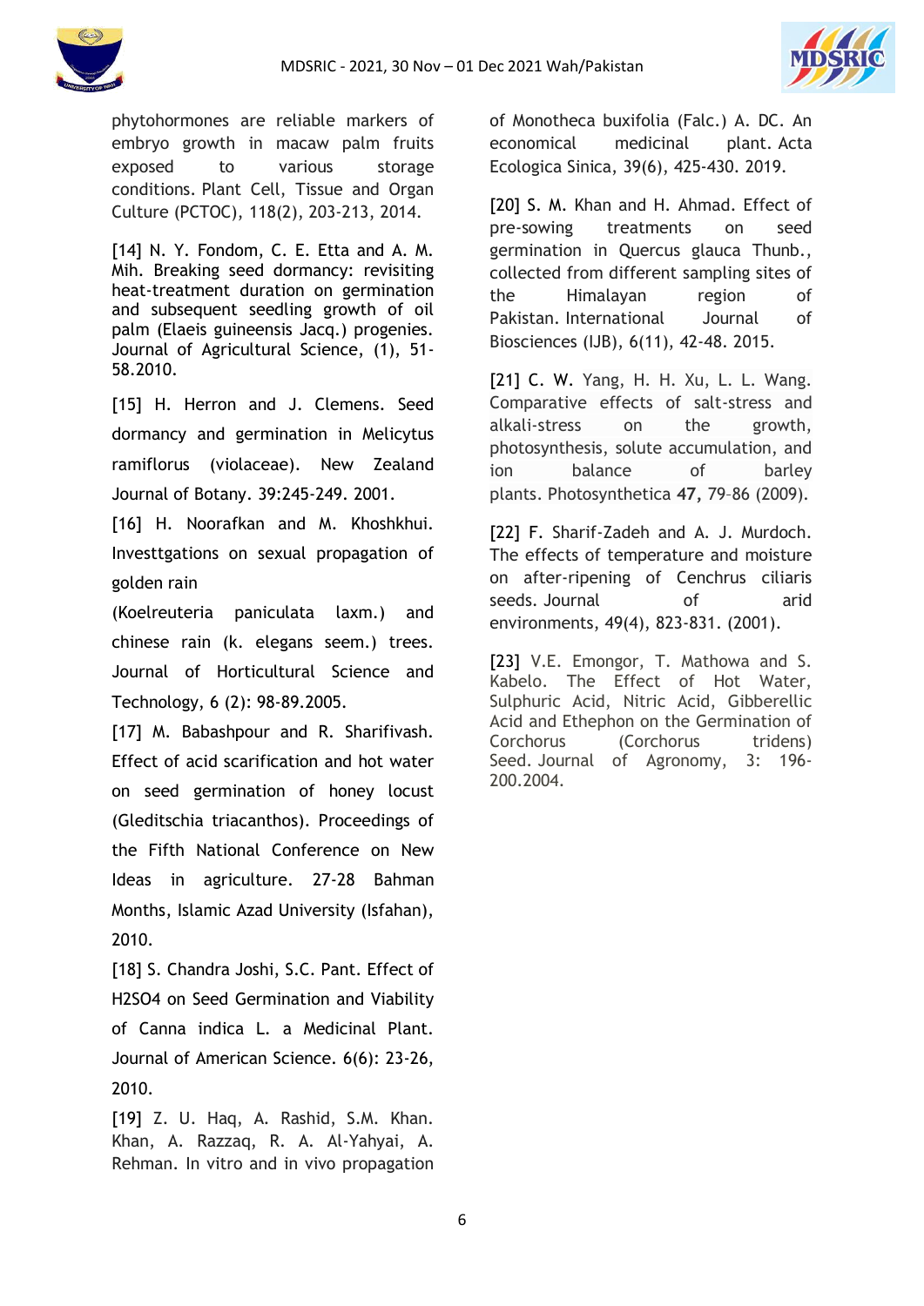phytohormones are reliable markers of embryo growth in macaw palm fruits exposed to various storage conditions. Plant Cell, Tissue and Organ Culture (PCTOC), 118(2), 203-213, 2014.

[14] N. Y. Fondom, C. E. Etta and A. M. Mih. Breaking seed dormancy: revisiting heat-treatment duration on germination and subsequent seedling growth of oil palm (Elaeis guineensis Jacq.) progenies. Journal of Agricultural Science, (1), 51-58.2010.

[15] H. Herron and J. Clemens. Seed dormancy and germination in Melicytus ramiflorus (violaceae). New Zealand Journal of Botany. 39:245-249. 2001.

[16] H. Noorafkan and M. Khoshkhui. Investtgations on sexual propagation of golden rain (Koelreuteria paniculata laxm.) and chinese rain (k. elegans seem.) trees. Journal of Horticultural Science and Technology, 6 (2): 98-89.2005.

[17] M. Babashpour and R. Sharifivash. Effect of acid scarification and hot water on seed germination of honey locust (Gleditschia triacanthos). Proceedings of the Fifth National Conference on New Ideas in agriculture. 27-28 Bahman Months, Islamic Azad University (Isfahan), 2010.

[18] S. Chandra Joshi, S.C. Pant. Effect of $H_2SO_4$ on Seed Germination and Viability of Canna indica L. a Medicinal Plant. Journal of American Science. 6(6): 23-26, 2010.

[19] Z. U. Haq, A. Rashid, S.M. Khan. Khan, A. Razzaq, R. A. Al-Yahyai, A. Rehman. In vitro and in vivo propagation of Monotheca buxifolia (Falc.) A. DC. An economical medicinal plant. Acta Ecologica Sinica, 39(6), 425-430. 2019.

[20] S. M. Khan and H. Ahmad. Effect of pre-sowing treatments on seed germination in Quercus glauca Thunb., collected from different sampling sites of the Himalayan region of Pakistan. International Journal of Biosciences (IJB), 6(11), 42-48. 2015.

[21] C. W. Yang, H. H. Xu, L. L. Wang. Comparative effects of salt-stress and alkali-stress on the growth, photosynthesis, solute accumulation, and ion balance of barley plants. Photosynthetica **47,** 79–86 (2009).

[22] F. Sharif-Zadeh and A. J. Murdoch. The effects of temperature and moisture on after-ripening of Cenchrus ciliaris seeds. Journal of arid environments, 49(4), 823-831. (2001).

[23] V.E. Emongor, T. Mathowa and S. Kabelo. The Effect of Hot Water, Sulphuric Acid, Nitric Acid, Gibberellic Acid and Ethephon on the Germination of Corchorus (Corchorus tridens) Seed. Journal of Agronomy, 3: 196-200.2004.